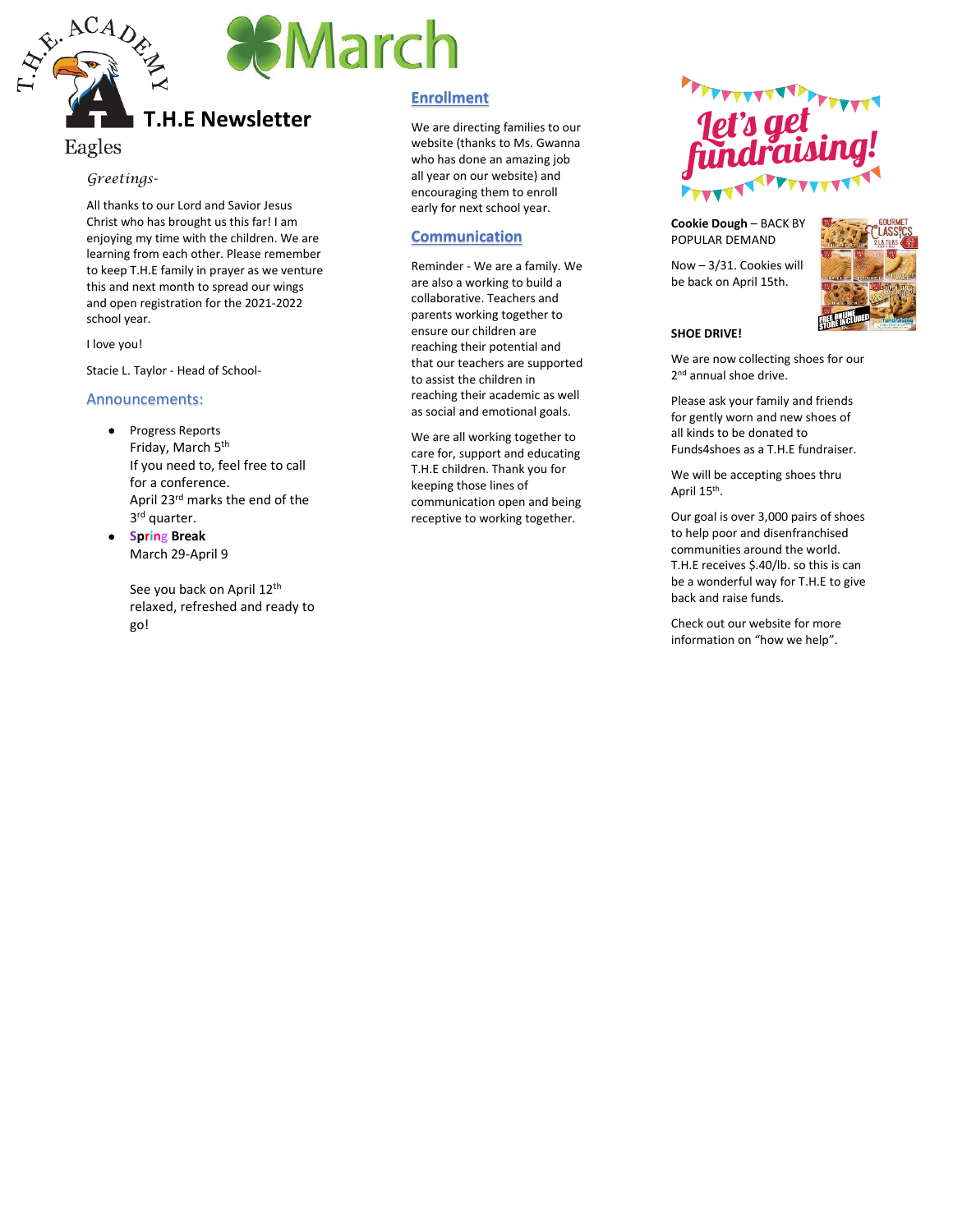# March

## T.H.E Newsletter

Eagles

*Greetings-*

All thanks to our Lord and Savior Jesus Christ who has brought us this far! I am enjoying my time with the children. We are learning from each other. Please remember to keep T.H.E family in prayer as we venture this and next month to spread our wings and open registration for the 2021-2022 school year.

I love you!

Stacie L. Taylor - Head of School-

### Announcements:

- Progress Reports
  Friday, March 5th
  If you need to, feel free to call for a conference.
  April 23rd marks the end of the 3rd quarter.
- **Spring Break**
  March 29-April 9

  See you back on April 12th relaxed, refreshed and ready to go!

### Enrollment

We are directing families to our website (thanks to Ms. Gwanna who has done an amazing job all year on our website) and encouraging them to enroll early for next school year.

### Communication

Reminder - We are a family. We are also a working to build a collaborative. Teachers and parents working together to ensure our children are reaching their potential and that our teachers are supported to assist the children in reaching their academic as well as social and emotional goals.

We are all working together to care for, support and educating T.H.E children. Thank you for keeping those lines of communication open and being receptive to working together.

## Let's get fundraising!

**Cookie Dough** – BACK BY POPULAR DEMAND

Now – 3/31. Cookies will be back on April 15th.

**SHOE DRIVE!**

We are now collecting shoes for our 2nd annual shoe drive.

Please ask your family and friends for gently worn and new shoes of all kinds to be donated to Funds4shoes as a T.H.E fundraiser.

We will be accepting shoes thru April 15th.

Our goal is over 3,000 pairs of shoes to help poor and disenfranchised communities around the world. T.H.E receives $.40/lb. so this is can be a wonderful way for T.H.E to give back and raise funds.

Check out our website for more information on "how we help".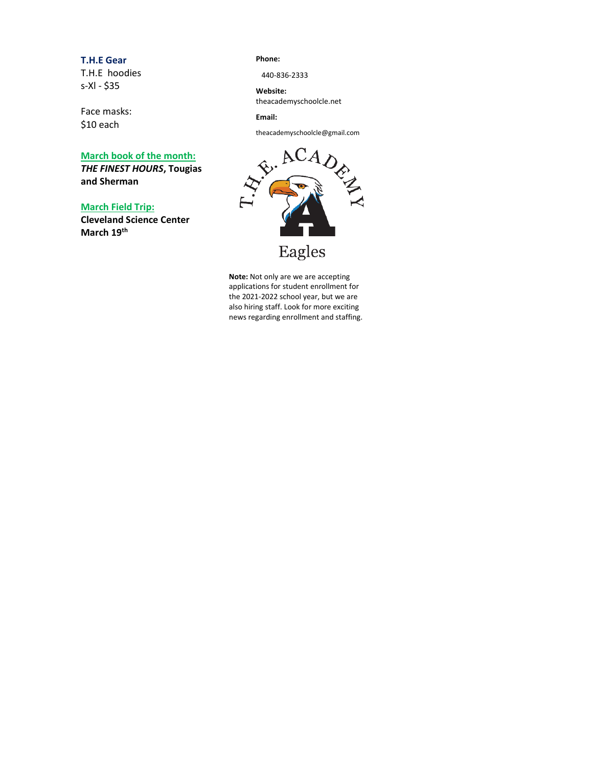**T.H.E Gear**

T.H.E hoodies
s-Xl - $35

Face masks:
$10 each

**March book of the month:**

***THE FINEST HOURS*, Tougias and Sherman**

**March Field Trip:**

**Cleveland Science Center**
**March 19th**

**Phone:**

440-836-2333

**Website:**
theacademyschoolcle.net

**Email:**

theacademyschoolcle@gmail.com

T.H.E. ACADEMY

Eagles

**Note:** Not only are we are accepting applications for student enrollment for the 2021-2022 school year, but we are also hiring staff. Look for more exciting news regarding enrollment and staffing.